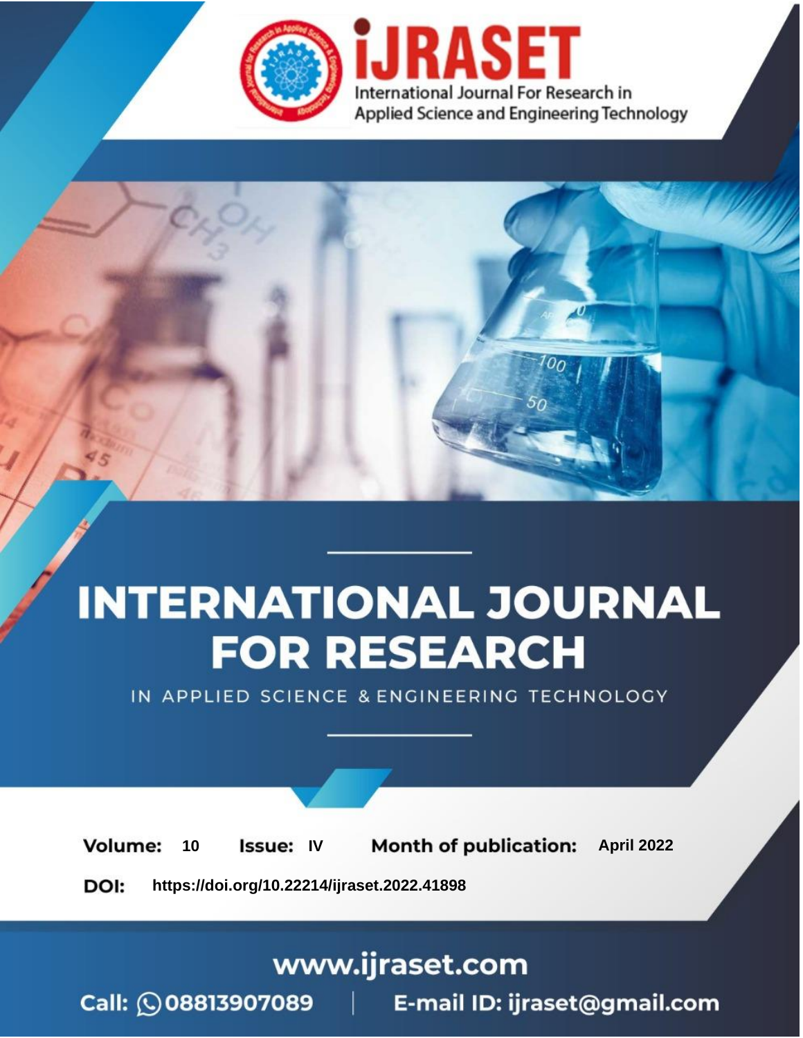iJRASET

International Journal For Research in Applied Science and Engineering Technology

# INTERNATIONAL JOURNAL FOR RESEARCH

IN APPLIED SCIENCE & ENGINEERING TECHNOLOGY

**Volume:** 10 **Issue:** IV **Month of publication:** April 2022

**DOI:** https://doi.org/10.22214/ijraset.2022.41898

www.ijraset.com

Call: 08813907089 | E-mail ID: ijraset@gmail.com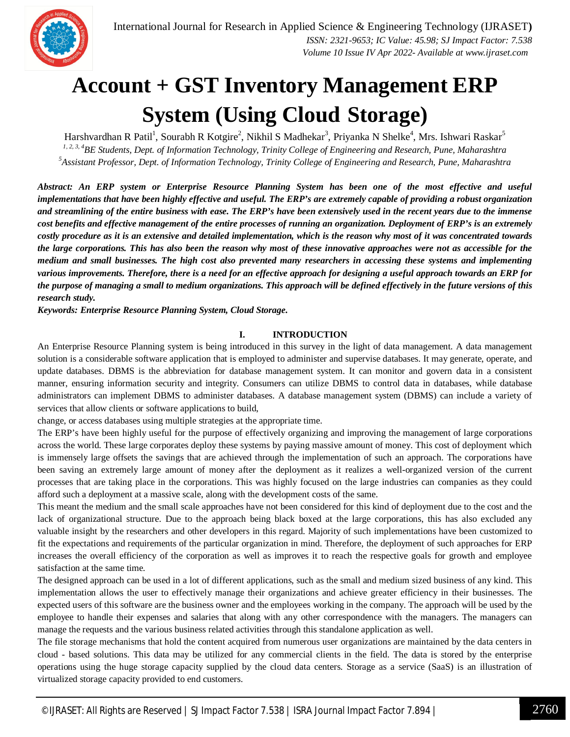# Account + GST Inventory Management ERP System (Using Cloud Storage)

Harshvardhan R Patil[1], Sourabh R Kotgire[2], Nikhil S Madhekar[3], Priyanka N Shelke[4], Mrs. Ishwari Raskar[5]

[1, 2, 3, 4]*BE Students, Dept. of Information Technology, Trinity College of Engineering and Research, Pune, Maharashtra*

[5]*Assistant Professor, Dept. of Information Technology, Trinity College of Engineering and Research, Pune, Maharashtra*

***Abstract:** An ERP system or Enterprise Resource Planning System has been one of the most effective and useful implementations that have been highly effective and useful. The ERP's are extremely capable of providing a robust organization and streamlining of the entire business with ease. The ERP's have been extensively used in the recent years due to the immense cost benefits and effective management of the entire processes of running an organization. Deployment of ERP's is an extremely costly procedure as it is an extensive and detailed implementation, which is the reason why most of it was concentrated towards the large corporations. This has also been the reason why most of these innovative approaches were not as accessible for the medium and small businesses. The high cost also prevented many researchers in accessing these systems and implementing various improvements. Therefore, there is a need for an effective approach for designing a useful approach towards an ERP for the purpose of managing a small to medium organizations. This approach will be defined effectively in the future versions of this research study.*

***Keywords:** Enterprise Resource Planning System, Cloud Storage.*

## I. INTRODUCTION

An Enterprise Resource Planning system is being introduced in this survey in the light of data management. A data management solution is a considerable software application that is employed to administer and supervise databases. It may generate, operate, and update databases. DBMS is the abbreviation for database management system. It can monitor and govern data in a consistent manner, ensuring information security and integrity. Consumers can utilize DBMS to control data in databases, while database administrators can implement DBMS to administer databases. A database management system (DBMS) can include a variety of services that allow clients or software applications to build, change, or access databases using multiple strategies at the appropriate time.

The ERP's have been highly useful for the purpose of effectively organizing and improving the management of large corporations across the world. These large corporates deploy these systems by paying massive amount of money. This cost of deployment which is immensely large offsets the savings that are achieved through the implementation of such an approach. The corporations have been saving an extremely large amount of money after the deployment as it realizes a well-organized version of the current processes that are taking place in the corporations. This was highly focused on the large industries can companies as they could afford such a deployment at a massive scale, along with the development costs of the same.

This meant the medium and the small scale approaches have not been considered for this kind of deployment due to the cost and the lack of organizational structure. Due to the approach being black boxed at the large corporations, this has also excluded any valuable insight by the researchers and other developers in this regard. Majority of such implementations have been customized to fit the expectations and requirements of the particular organization in mind. Therefore, the deployment of such approaches for ERP increases the overall efficiency of the corporation as well as improves it to reach the respective goals for growth and employee satisfaction at the same time.

The designed approach can be used in a lot of different applications, such as the small and medium sized business of any kind. This implementation allows the user to effectively manage their organizations and achieve greater efficiency in their businesses. The expected users of this software are the business owner and the employees working in the company. The approach will be used by the employee to handle their expenses and salaries that along with any other correspondence with the managers. The managers can manage the requests and the various business related activities through this standalone application as well.

The file storage mechanisms that hold the content acquired from numerous user organizations are maintained by the data centers in cloud - based solutions. This data may be utilized for any commercial clients in the field. The data is stored by the enterprise operations using the huge storage capacity supplied by the cloud data centers. Storage as a service (SaaS) is an illustration of virtualized storage capacity provided to end customers.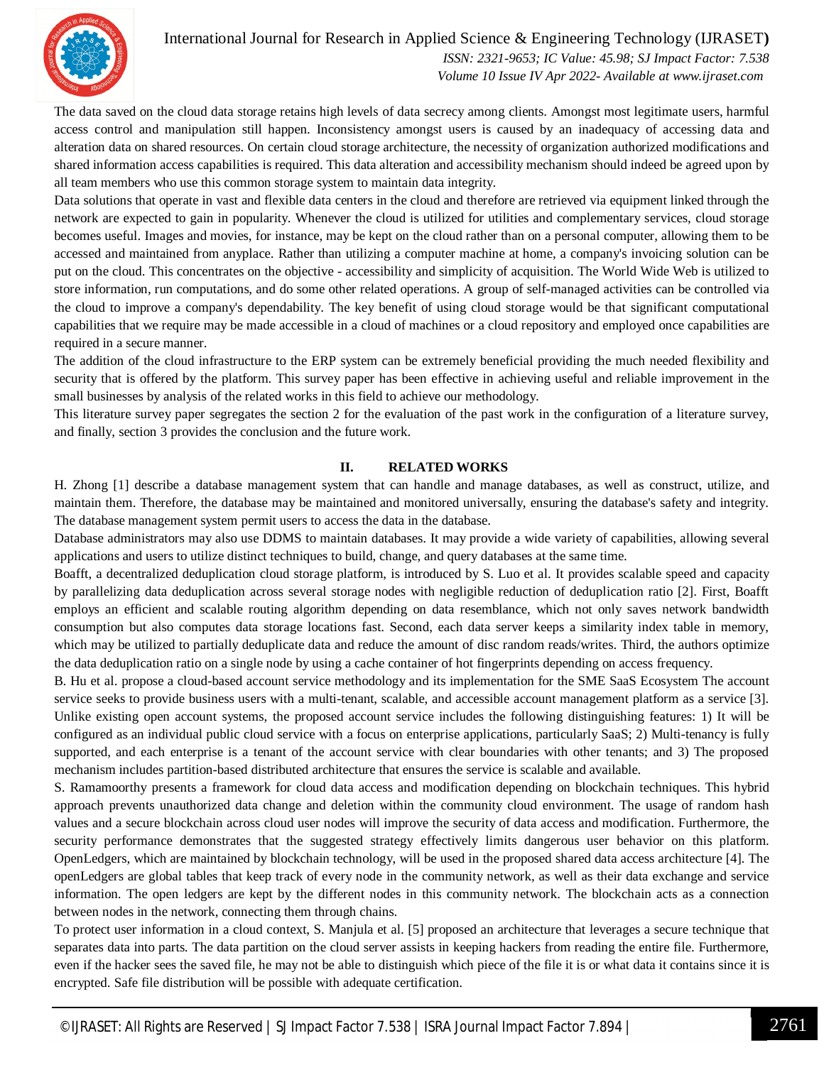The data saved on the cloud data storage retains high levels of data secrecy among clients. Amongst most legitimate users, harmful access control and manipulation still happen. Inconsistency amongst users is caused by an inadequacy of accessing data and alteration data on shared resources. On certain cloud storage architecture, the necessity of organization authorized modifications and shared information access capabilities is required. This data alteration and accessibility mechanism should indeed be agreed upon by all team members who use this common storage system to maintain data integrity.

Data solutions that operate in vast and flexible data centers in the cloud and therefore are retrieved via equipment linked through the network are expected to gain in popularity. Whenever the cloud is utilized for utilities and complementary services, cloud storage becomes useful. Images and movies, for instance, may be kept on the cloud rather than on a personal computer, allowing them to be accessed and maintained from anyplace. Rather than utilizing a computer machine at home, a company's invoicing solution can be put on the cloud. This concentrates on the objective - accessibility and simplicity of acquisition. The World Wide Web is utilized to store information, run computations, and do some other related operations. A group of self-managed activities can be controlled via the cloud to improve a company's dependability. The key benefit of using cloud storage would be that significant computational capabilities that we require may be made accessible in a cloud of machines or a cloud repository and employed once capabilities are required in a secure manner.

The addition of the cloud infrastructure to the ERP system can be extremely beneficial providing the much needed flexibility and security that is offered by the platform. This survey paper has been effective in achieving useful and reliable improvement in the small businesses by analysis of the related works in this field to achieve our methodology.

This literature survey paper segregates the section 2 for the evaluation of the past work in the configuration of a literature survey, and finally, section 3 provides the conclusion and the future work.

## II. RELATED WORKS

H. Zhong [1] describe a database management system that can handle and manage databases, as well as construct, utilize, and maintain them. Therefore, the database may be maintained and monitored universally, ensuring the database's safety and integrity. The database management system permit users to access the data in the database.

Database administrators may also use DDMS to maintain databases. It may provide a wide variety of capabilities, allowing several applications and users to utilize distinct techniques to build, change, and query databases at the same time.

Boafft, a decentralized deduplication cloud storage platform, is introduced by S. Luo et al. It provides scalable speed and capacity by parallelizing data deduplication across several storage nodes with negligible reduction of deduplication ratio [2]. First, Boafft employs an efficient and scalable routing algorithm depending on data resemblance, which not only saves network bandwidth consumption but also computes data storage locations fast. Second, each data server keeps a similarity index table in memory, which may be utilized to partially deduplicate data and reduce the amount of disc random reads/writes. Third, the authors optimize the data deduplication ratio on a single node by using a cache container of hot fingerprints depending on access frequency.

B. Hu et al. propose a cloud-based account service methodology and its implementation for the SME SaaS Ecosystem The account service seeks to provide business users with a multi-tenant, scalable, and accessible account management platform as a service [3]. Unlike existing open account systems, the proposed account service includes the following distinguishing features: 1) It will be configured as an individual public cloud service with a focus on enterprise applications, particularly SaaS; 2) Multi-tenancy is fully supported, and each enterprise is a tenant of the account service with clear boundaries with other tenants; and 3) The proposed mechanism includes partition-based distributed architecture that ensures the service is scalable and available.

S. Ramamoorthy presents a framework for cloud data access and modification depending on blockchain techniques. This hybrid approach prevents unauthorized data change and deletion within the community cloud environment. The usage of random hash values and a secure blockchain across cloud user nodes will improve the security of data access and modification. Furthermore, the security performance demonstrates that the suggested strategy effectively limits dangerous user behavior on this platform. OpenLedgers, which are maintained by blockchain technology, will be used in the proposed shared data access architecture [4]. The openLedgers are global tables that keep track of every node in the community network, as well as their data exchange and service information. The open ledgers are kept by the different nodes in this community network. The blockchain acts as a connection between nodes in the network, connecting them through chains.

To protect user information in a cloud context, S. Manjula et al. [5] proposed an architecture that leverages a secure technique that separates data into parts. The data partition on the cloud server assists in keeping hackers from reading the entire file. Furthermore, even if the hacker sees the saved file, he may not be able to distinguish which piece of the file it is or what data it contains since it is encrypted. Safe file distribution will be possible with adequate certification.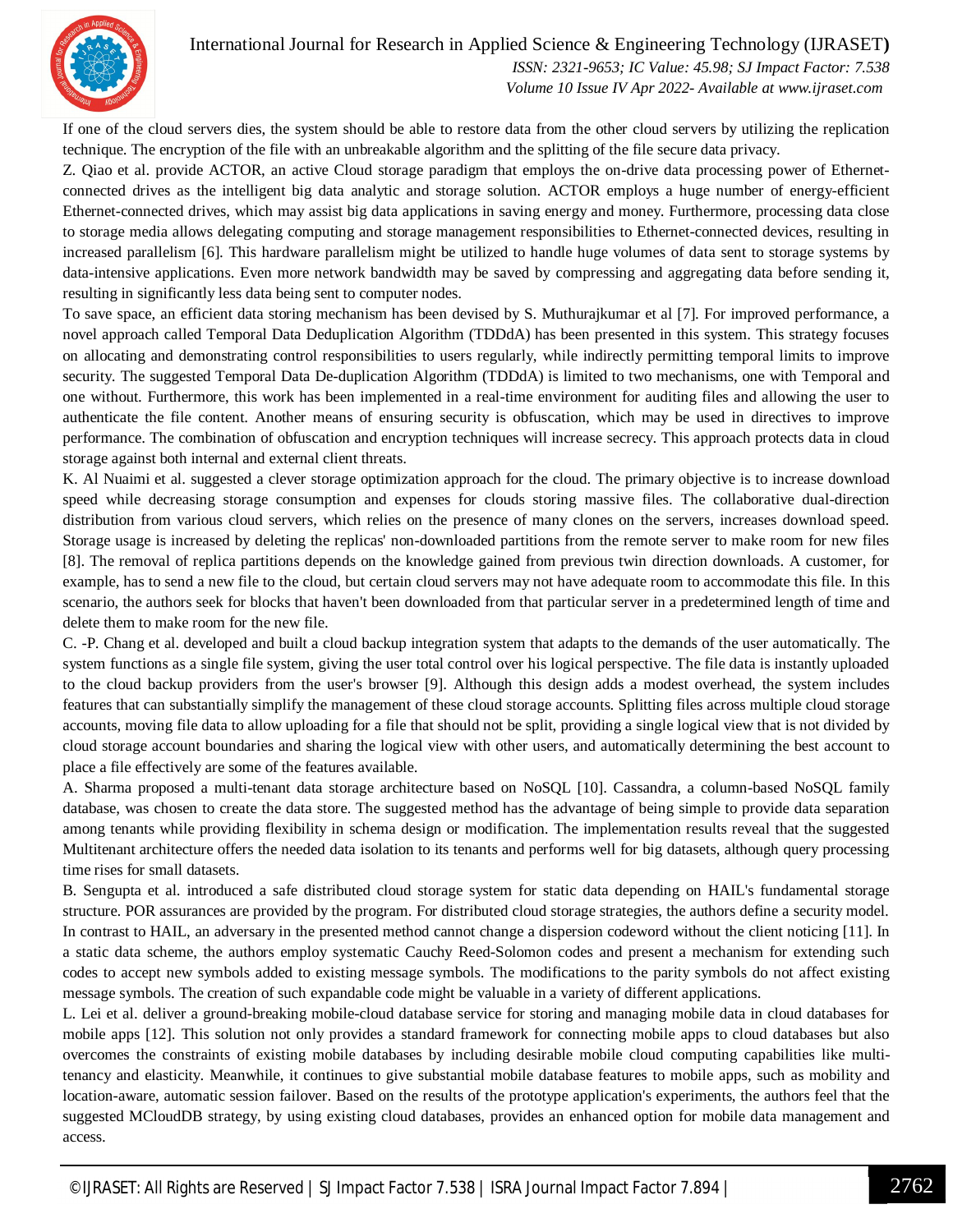If one of the cloud servers dies, the system should be able to restore data from the other cloud servers by utilizing the replication technique. The encryption of the file with an unbreakable algorithm and the splitting of the file secure data privacy.

Z. Qiao et al. provide ACTOR, an active Cloud storage paradigm that employs the on-drive data processing power of Ethernet-connected drives as the intelligent big data analytic and storage solution. ACTOR employs a huge number of energy-efficient Ethernet-connected drives, which may assist big data applications in saving energy and money. Furthermore, processing data close to storage media allows delegating computing and storage management responsibilities to Ethernet-connected devices, resulting in increased parallelism [6]. This hardware parallelism might be utilized to handle huge volumes of data sent to storage systems by data-intensive applications. Even more network bandwidth may be saved by compressing and aggregating data before sending it, resulting in significantly less data being sent to computer nodes.

To save space, an efficient data storing mechanism has been devised by S. Muthurajkumar et al [7]. For improved performance, a novel approach called Temporal Data Deduplication Algorithm (TDDdA) has been presented in this system. This strategy focuses on allocating and demonstrating control responsibilities to users regularly, while indirectly permitting temporal limits to improve security. The suggested Temporal Data De-duplication Algorithm (TDDdA) is limited to two mechanisms, one with Temporal and one without. Furthermore, this work has been implemented in a real-time environment for auditing files and allowing the user to authenticate the file content. Another means of ensuring security is obfuscation, which may be used in directives to improve performance. The combination of obfuscation and encryption techniques will increase secrecy. This approach protects data in cloud storage against both internal and external client threats.

K. Al Nuaimi et al. suggested a clever storage optimization approach for the cloud. The primary objective is to increase download speed while decreasing storage consumption and expenses for clouds storing massive files. The collaborative dual-direction distribution from various cloud servers, which relies on the presence of many clones on the servers, increases download speed. Storage usage is increased by deleting the replicas' non-downloaded partitions from the remote server to make room for new files [8]. The removal of replica partitions depends on the knowledge gained from previous twin direction downloads. A customer, for example, has to send a new file to the cloud, but certain cloud servers may not have adequate room to accommodate this file. In this scenario, the authors seek for blocks that haven't been downloaded from that particular server in a predetermined length of time and delete them to make room for the new file.

C. -P. Chang et al. developed and built a cloud backup integration system that adapts to the demands of the user automatically. The system functions as a single file system, giving the user total control over his logical perspective. The file data is instantly uploaded to the cloud backup providers from the user's browser [9]. Although this design adds a modest overhead, the system includes features that can substantially simplify the management of these cloud storage accounts. Splitting files across multiple cloud storage accounts, moving file data to allow uploading for a file that should not be split, providing a single logical view that is not divided by cloud storage account boundaries and sharing the logical view with other users, and automatically determining the best account to place a file effectively are some of the features available.

A. Sharma proposed a multi-tenant data storage architecture based on NoSQL [10]. Cassandra, a column-based NoSQL family database, was chosen to create the data store. The suggested method has the advantage of being simple to provide data separation among tenants while providing flexibility in schema design or modification. The implementation results reveal that the suggested Multitenant architecture offers the needed data isolation to its tenants and performs well for big datasets, although query processing time rises for small datasets.

B. Sengupta et al. introduced a safe distributed cloud storage system for static data depending on HAIL's fundamental storage structure. POR assurances are provided by the program. For distributed cloud storage strategies, the authors define a security model. In contrast to HAIL, an adversary in the presented method cannot change a dispersion codeword without the client noticing [11]. In a static data scheme, the authors employ systematic Cauchy Reed-Solomon codes and present a mechanism for extending such codes to accept new symbols added to existing message symbols. The modifications to the parity symbols do not affect existing message symbols. The creation of such expandable code might be valuable in a variety of different applications.

L. Lei et al. deliver a ground-breaking mobile-cloud database service for storing and managing mobile data in cloud databases for mobile apps [12]. This solution not only provides a standard framework for connecting mobile apps to cloud databases but also overcomes the constraints of existing mobile databases by including desirable mobile cloud computing capabilities like multi-tenancy and elasticity. Meanwhile, it continues to give substantial mobile database features to mobile apps, such as mobility and location-aware, automatic session failover. Based on the results of the prototype application's experiments, the authors feel that the suggested MCloudDB strategy, by using existing cloud databases, provides an enhanced option for mobile data management and access.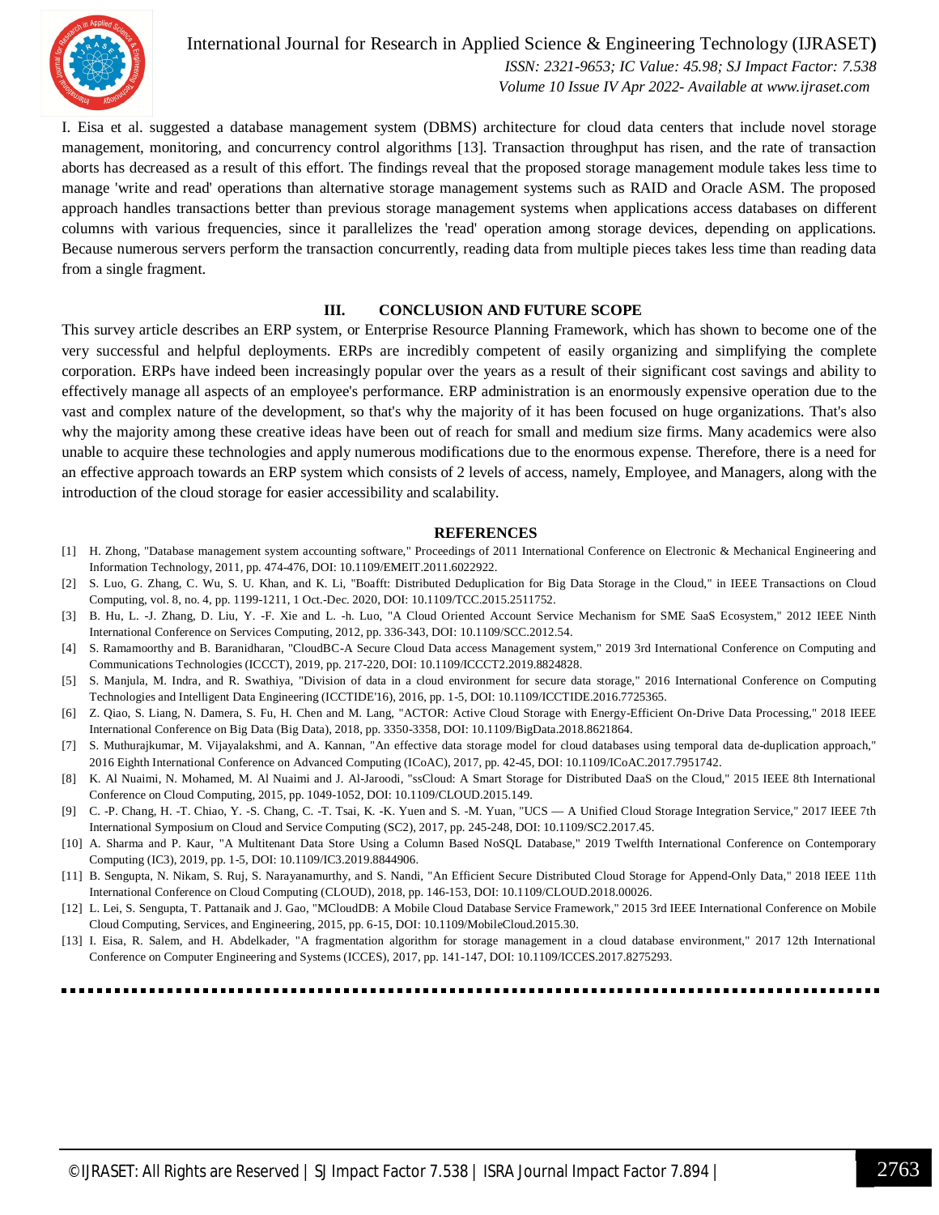I. Eisa et al. suggested a database management system (DBMS) architecture for cloud data centers that include novel storage management, monitoring, and concurrency control algorithms [13]. Transaction throughput has risen, and the rate of transaction aborts has decreased as a result of this effort. The findings reveal that the proposed storage management module takes less time to manage 'write and read' operations than alternative storage management systems such as RAID and Oracle ASM. The proposed approach handles transactions better than previous storage management systems when applications access databases on different columns with various frequencies, since it parallelizes the 'read' operation among storage devices, depending on applications. Because numerous servers perform the transaction concurrently, reading data from multiple pieces takes less time than reading data from a single fragment.

## III. CONCLUSION AND FUTURE SCOPE

This survey article describes an ERP system, or Enterprise Resource Planning Framework, which has shown to become one of the very successful and helpful deployments. ERPs are incredibly competent of easily organizing and simplifying the complete corporation. ERPs have indeed been increasingly popular over the years as a result of their significant cost savings and ability to effectively manage all aspects of an employee's performance. ERP administration is an enormously expensive operation due to the vast and complex nature of the development, so that's why the majority of it has been focused on huge organizations. That's also why the majority among these creative ideas have been out of reach for small and medium size firms. Many academics were also unable to acquire these technologies and apply numerous modifications due to the enormous expense. Therefore, there is a need for an effective approach towards an ERP system which consists of 2 levels of access, namely, Employee, and Managers, along with the introduction of the cloud storage for easier accessibility and scalability.

## REFERENCES

[1] H. Zhong, "Database management system accounting software," Proceedings of 2011 International Conference on Electronic & Mechanical Engineering and Information Technology, 2011, pp. 474-476, DOI: 10.1109/EMEIT.2011.6022922.

[2] S. Luo, G. Zhang, C. Wu, S. U. Khan, and K. Li, "Boafft: Distributed Deduplication for Big Data Storage in the Cloud," in IEEE Transactions on Cloud Computing, vol. 8, no. 4, pp. 1199-1211, 1 Oct.-Dec. 2020, DOI: 10.1109/TCC.2015.2511752.

[3] B. Hu, L. -J. Zhang, D. Liu, Y. -F. Xie and L. -h. Luo, "A Cloud Oriented Account Service Mechanism for SME SaaS Ecosystem," 2012 IEEE Ninth International Conference on Services Computing, 2012, pp. 336-343, DOI: 10.1109/SCC.2012.54.

[4] S. Ramamoorthy and B. Baranidharan, "CloudBC-A Secure Cloud Data access Management system," 2019 3rd International Conference on Computing and Communications Technologies (ICCCT), 2019, pp. 217-220, DOI: 10.1109/ICCCT2.2019.8824828.

[5] S. Manjula, M. Indra, and R. Swathiya, "Division of data in a cloud environment for secure data storage," 2016 International Conference on Computing Technologies and Intelligent Data Engineering (ICCTIDE'16), 2016, pp. 1-5, DOI: 10.1109/ICCTIDE.2016.7725365.

[6] Z. Qiao, S. Liang, N. Damera, S. Fu, H. Chen and M. Lang, "ACTOR: Active Cloud Storage with Energy-Efficient On-Drive Data Processing," 2018 IEEE International Conference on Big Data (Big Data), 2018, pp. 3350-3358, DOI: 10.1109/BigData.2018.8621864.

[7] S. Muthurajkumar, M. Vijayalakshmi, and A. Kannan, "An effective data storage model for cloud databases using temporal data de-duplication approach," 2016 Eighth International Conference on Advanced Computing (ICoAC), 2017, pp. 42-45, DOI: 10.1109/ICoAC.2017.7951742.

[8] K. Al Nuaimi, N. Mohamed, M. Al Nuaimi and J. Al-Jaroodi, "ssCloud: A Smart Storage for Distributed DaaS on the Cloud," 2015 IEEE 8th International Conference on Cloud Computing, 2015, pp. 1049-1052, DOI: 10.1109/CLOUD.2015.149.

[9] C. -P. Chang, H. -T. Chiao, Y. -S. Chang, C. -T. Tsai, K. -K. Yuen and S. -M. Yuan, "UCS — A Unified Cloud Storage Integration Service," 2017 IEEE 7th International Symposium on Cloud and Service Computing (SC2), 2017, pp. 245-248, DOI: 10.1109/SC2.2017.45.

[10] A. Sharma and P. Kaur, "A Multitenant Data Store Using a Column Based NoSQL Database," 2019 Twelfth International Conference on Contemporary Computing (IC3), 2019, pp. 1-5, DOI: 10.1109/IC3.2019.8844906.

[11] B. Sengupta, N. Nikam, S. Ruj, S. Narayanamurthy, and S. Nandi, "An Efficient Secure Distributed Cloud Storage for Append-Only Data," 2018 IEEE 11th International Conference on Cloud Computing (CLOUD), 2018, pp. 146-153, DOI: 10.1109/CLOUD.2018.00026.

[12] L. Lei, S. Sengupta, T. Pattanaik and J. Gao, "MCloudDB: A Mobile Cloud Database Service Framework," 2015 3rd IEEE International Conference on Mobile Cloud Computing, Services, and Engineering, 2015, pp. 6-15, DOI: 10.1109/MobileCloud.2015.30.

[13] I. Eisa, R. Salem, and H. Abdelkader, "A fragmentation algorithm for storage management in a cloud database environment," 2017 12th International Conference on Computer Engineering and Systems (ICCES), 2017, pp. 141-147, DOI: 10.1109/ICCES.2017.8275293.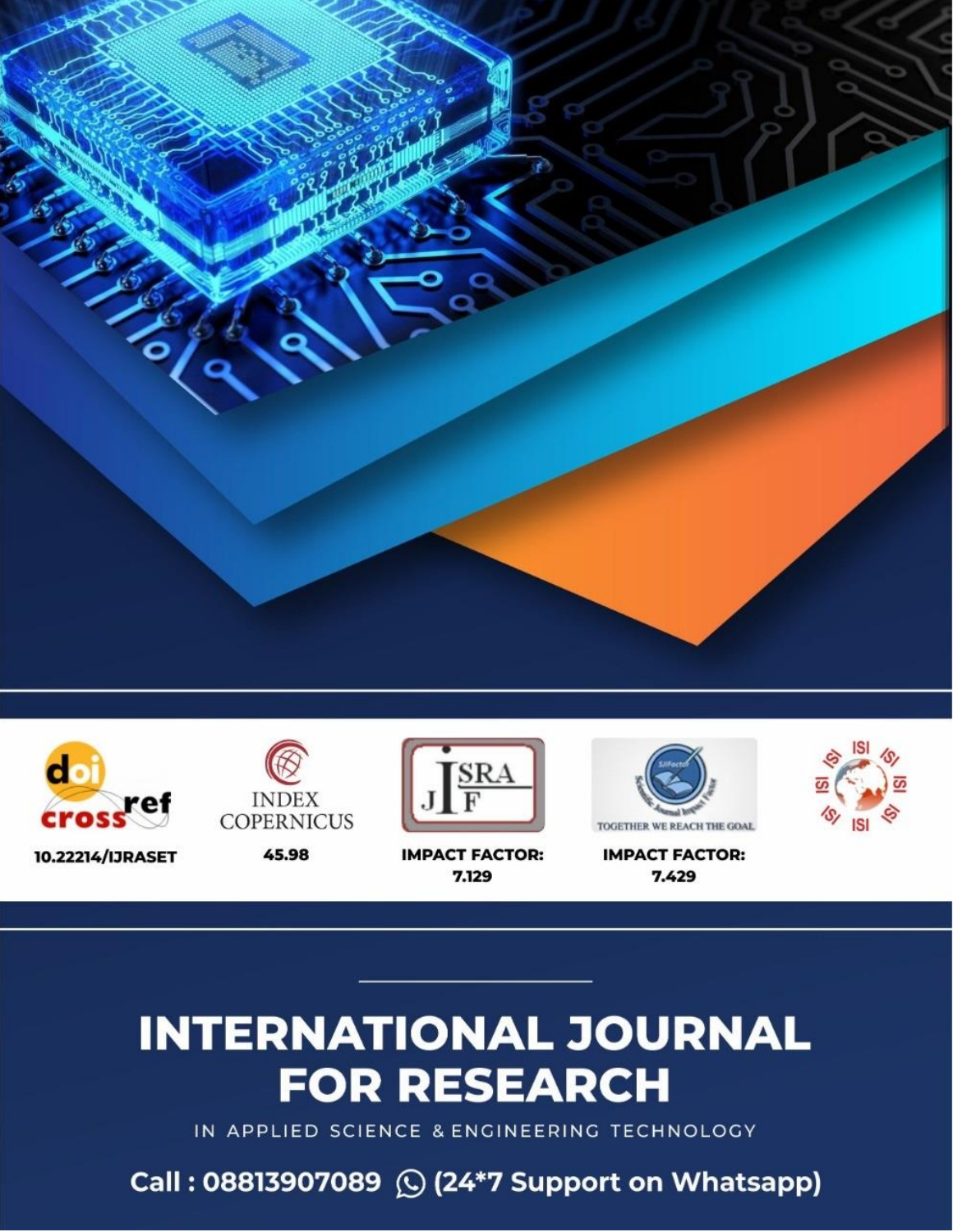10.22214/IJRASET

INDEX COPERNICUS

45.98

IMPACT FACTOR: 7.129

IMPACT FACTOR: 7.429

# INTERNATIONAL JOURNAL FOR RESEARCH

IN APPLIED SCIENCE & ENGINEERING TECHNOLOGY

Call : 08813907089 (24*7 Support on Whatsapp)